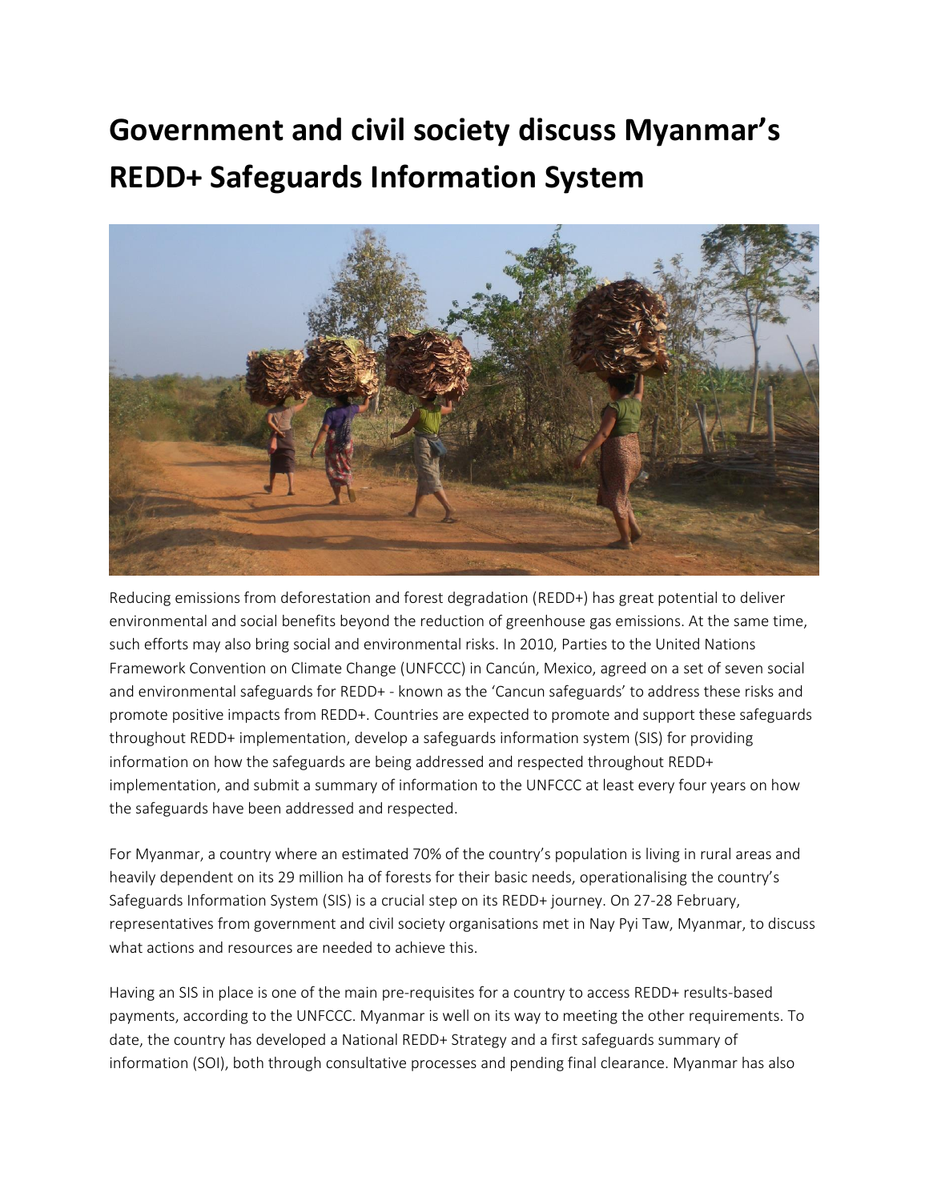# Government and civil society discuss Myanmar's REDD+ Safeguards Information System

Reducing emissions from deforestation and forest degradation (REDD+) has great potential to deliver environmental and social benefits beyond the reduction of greenhouse gas emissions. At the same time, such efforts may also bring social and environmental risks. In 2010, Parties to the United Nations Framework Convention on Climate Change (UNFCCC) in Cancún, Mexico, agreed on a set of seven social and environmental safeguards for REDD+ - known as the 'Cancun safeguards' to address these risks and promote positive impacts from REDD+. Countries are expected to promote and support these safeguards throughout REDD+ implementation, develop a safeguards information system (SIS) for providing information on how the safeguards are being addressed and respected throughout REDD+ implementation, and submit a summary of information to the UNFCCC at least every four years on how the safeguards have been addressed and respected.

For Myanmar, a country where an estimated 70% of the country's population is living in rural areas and heavily dependent on its 29 million ha of forests for their basic needs, operationalising the country's Safeguards Information System (SIS) is a crucial step on its REDD+ journey. On 27-28 February, representatives from government and civil society organisations met in Nay Pyi Taw, Myanmar, to discuss what actions and resources are needed to achieve this.

Having an SIS in place is one of the main pre-requisites for a country to access REDD+ results-based payments, according to the UNFCCC. Myanmar is well on its way to meeting the other requirements. To date, the country has developed a National REDD+ Strategy and a first safeguards summary of information (SOI), both through consultative processes and pending final clearance. Myanmar has also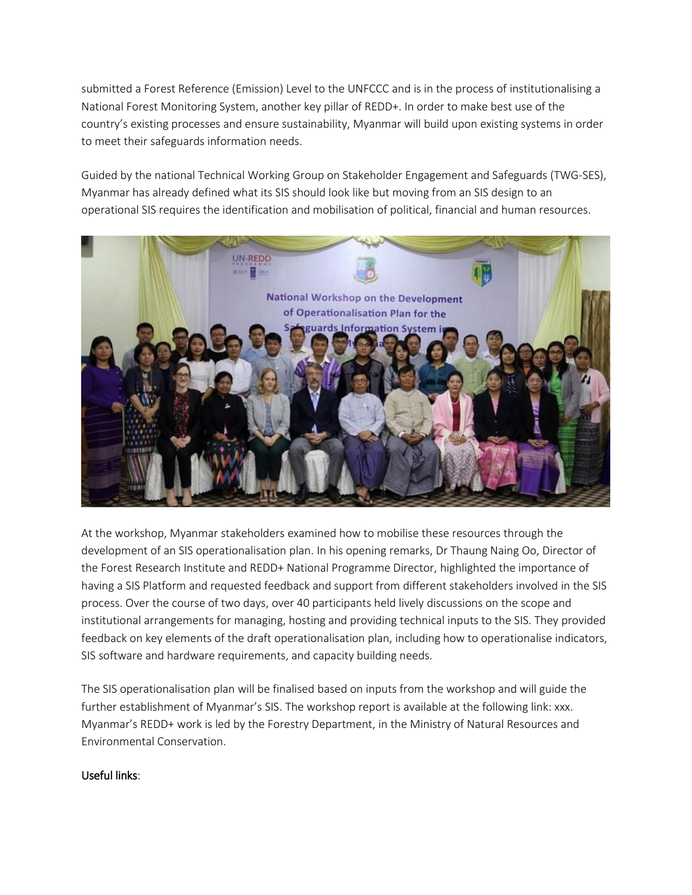submitted a Forest Reference (Emission) Level to the UNFCCC and is in the process of institutionalising a National Forest Monitoring System, another key pillar of REDD+. In order to make best use of the country's existing processes and ensure sustainability, Myanmar will build upon existing systems in order to meet their safeguards information needs.

Guided by the national Technical Working Group on Stakeholder Engagement and Safeguards (TWG-SES), Myanmar has already defined what its SIS should look like but moving from an SIS design to an operational SIS requires the identification and mobilisation of political, financial and human resources.

At the workshop, Myanmar stakeholders examined how to mobilise these resources through the development of an SIS operationalisation plan. In his opening remarks, Dr Thaung Naing Oo, Director of the Forest Research Institute and REDD+ National Programme Director, highlighted the importance of having a SIS Platform and requested feedback and support from different stakeholders involved in the SIS process. Over the course of two days, over 40 participants held lively discussions on the scope and institutional arrangements for managing, hosting and providing technical inputs to the SIS. They provided feedback on key elements of the draft operationalisation plan, including how to operationalise indicators, SIS software and hardware requirements, and capacity building needs.

The SIS operationalisation plan will be finalised based on inputs from the workshop and will guide the further establishment of Myanmar's SIS. The workshop report is available at the following link: xxx. Myanmar's REDD+ work is led by the Forestry Department, in the Ministry of Natural Resources and Environmental Conservation.

Useful links: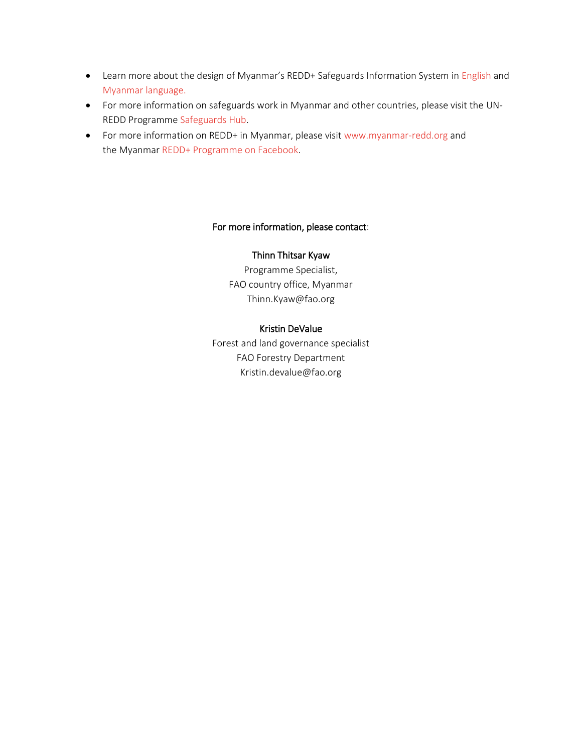- Learn more about the design of Myanmar's REDD+ Safeguards Information System in English and Myanmar language.
- For more information on safeguards work in Myanmar and other countries, please visit the UN-REDD Programme Safeguards Hub.
- For more information on REDD+ in Myanmar, please visit www.myanmar-redd.org and the Myanmar REDD+ Programme on Facebook.

**For more information, please contact**:

**Thinn Thitsar Kyaw**
Programme Specialist,
FAO country office, Myanmar
Thinn.Kyaw@fao.org

**Kristin DeValue**
Forest and land governance specialist
FAO Forestry Department
Kristin.devalue@fao.org